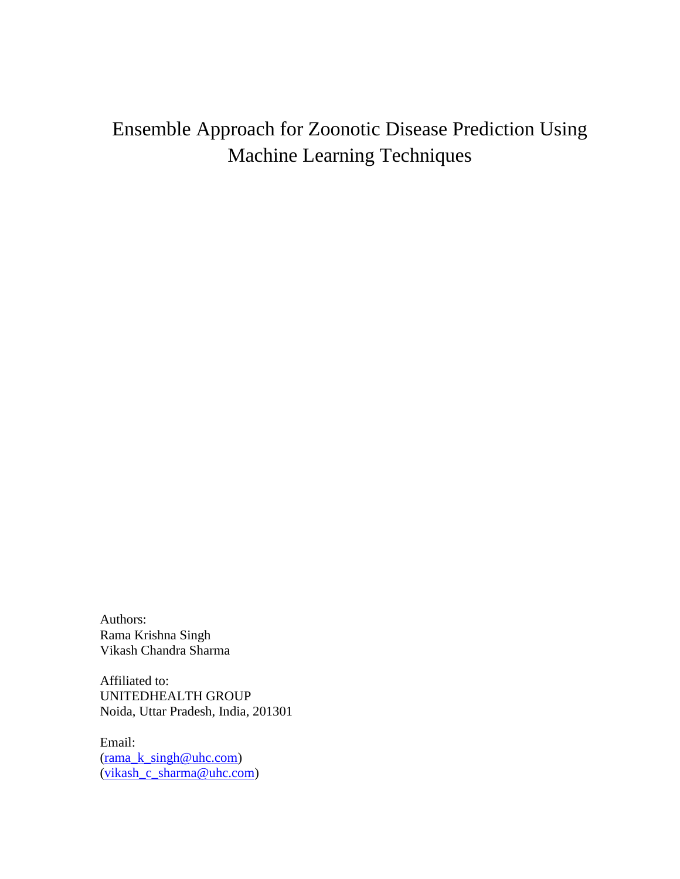# Ensemble Approach for Zoonotic Disease Prediction Using Machine Learning Techniques

Authors:  
Rama Krishna Singh  
Vikash Chandra Sharma

Affiliated to:  
UNITEDHEALTH GROUP  
Noida, Uttar Pradesh, India, 201301

Email:  
(rama_k_singh@uhc.com)  
(vikash_c_sharma@uhc.com)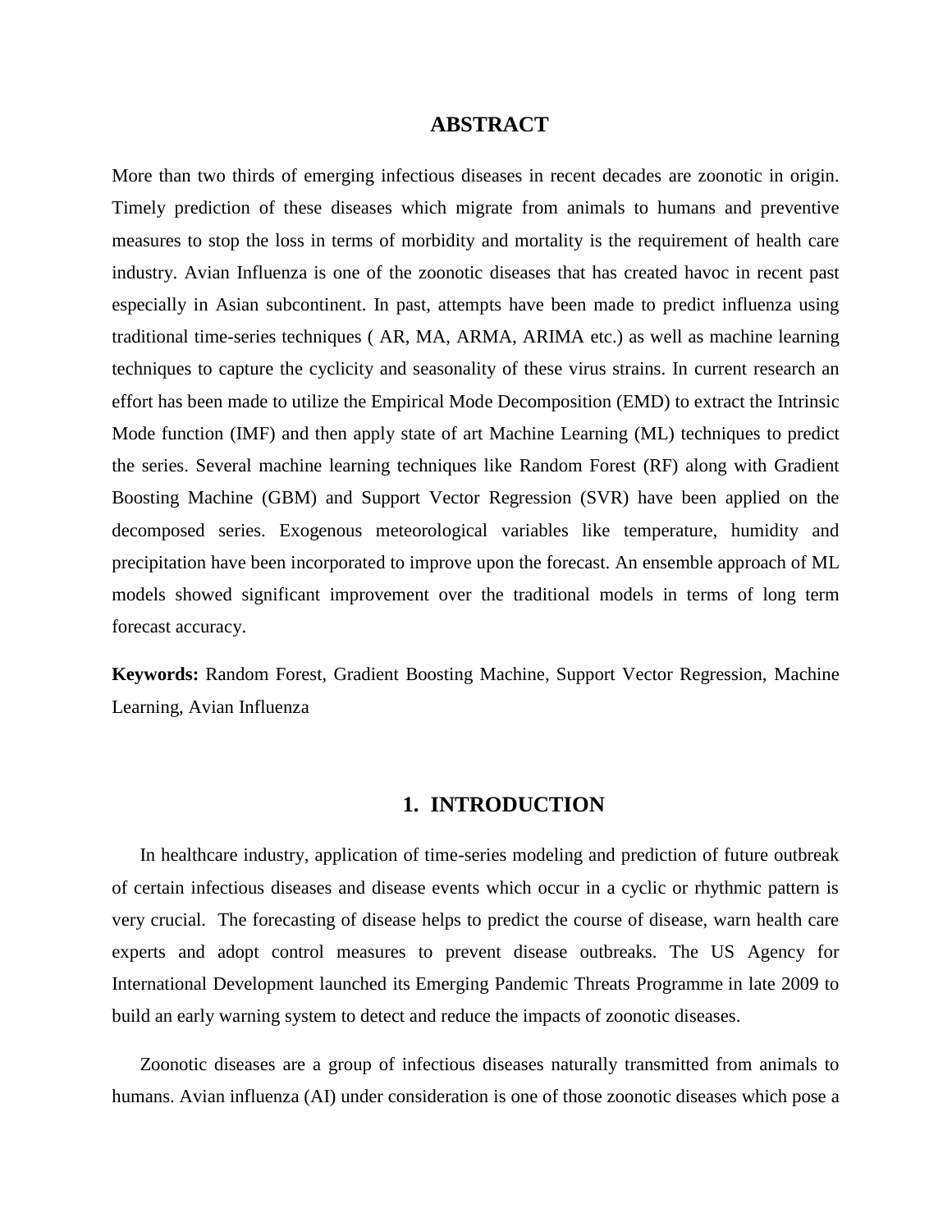## ABSTRACT

More than two thirds of emerging infectious diseases in recent decades are zoonotic in origin. Timely prediction of these diseases which migrate from animals to humans and preventive measures to stop the loss in terms of morbidity and mortality is the requirement of health care industry. Avian Influenza is one of the zoonotic diseases that has created havoc in recent past especially in Asian subcontinent. In past, attempts have been made to predict influenza using traditional time-series techniques ( AR, MA, ARMA, ARIMA etc.) as well as machine learning techniques to capture the cyclicity and seasonality of these virus strains. In current research an effort has been made to utilize the Empirical Mode Decomposition (EMD) to extract the Intrinsic Mode function (IMF) and then apply state of art Machine Learning (ML) techniques to predict the series. Several machine learning techniques like Random Forest (RF) along with Gradient Boosting Machine (GBM) and Support Vector Regression (SVR) have been applied on the decomposed series. Exogenous meteorological variables like temperature, humidity and precipitation have been incorporated to improve upon the forecast. An ensemble approach of ML models showed significant improvement over the traditional models in terms of long term forecast accuracy.

**Keywords:** Random Forest, Gradient Boosting Machine, Support Vector Regression, Machine Learning, Avian Influenza

## 1. INTRODUCTION

In healthcare industry, application of time-series modeling and prediction of future outbreak of certain infectious diseases and disease events which occur in a cyclic or rhythmic pattern is very crucial. The forecasting of disease helps to predict the course of disease, warn health care experts and adopt control measures to prevent disease outbreaks. The US Agency for International Development launched its Emerging Pandemic Threats Programme in late 2009 to build an early warning system to detect and reduce the impacts of zoonotic diseases.

Zoonotic diseases are a group of infectious diseases naturally transmitted from animals to humans. Avian influenza (AI) under consideration is one of those zoonotic diseases which pose a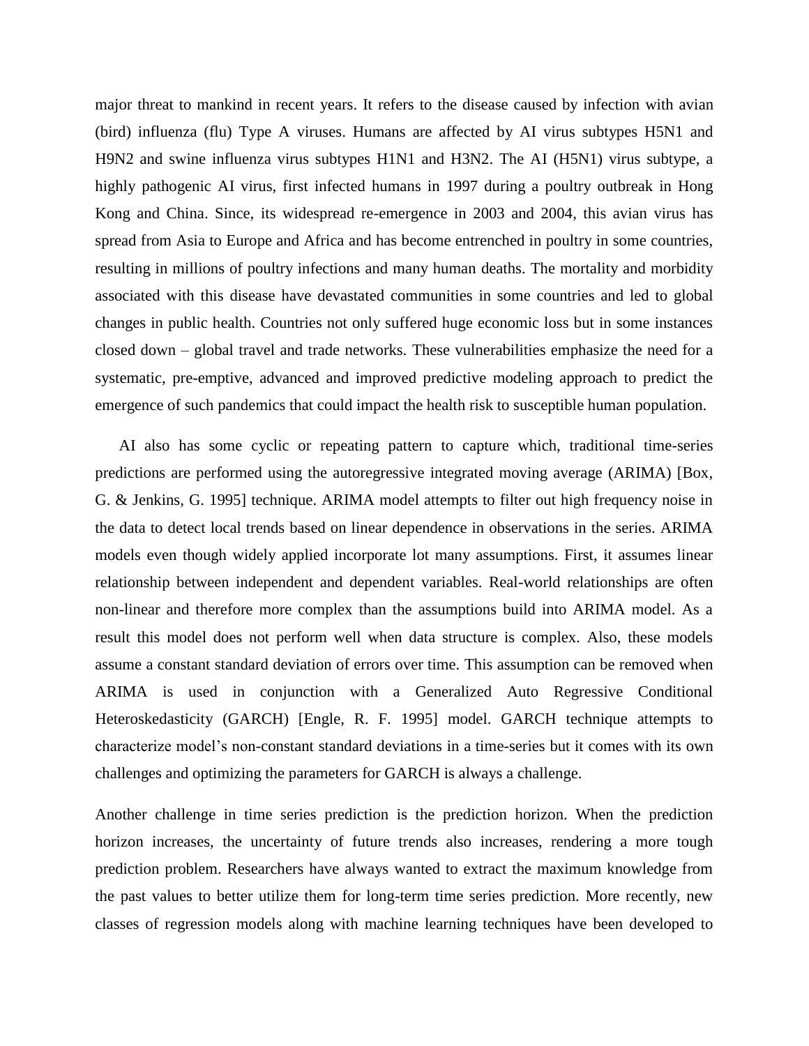major threat to mankind in recent years. It refers to the disease caused by infection with avian (bird) influenza (flu) Type A viruses. Humans are affected by AI virus subtypes H5N1 and H9N2 and swine influenza virus subtypes H1N1 and H3N2. The AI (H5N1) virus subtype, a highly pathogenic AI virus, first infected humans in 1997 during a poultry outbreak in Hong Kong and China. Since, its widespread re-emergence in 2003 and 2004, this avian virus has spread from Asia to Europe and Africa and has become entrenched in poultry in some countries, resulting in millions of poultry infections and many human deaths. The mortality and morbidity associated with this disease have devastated communities in some countries and led to global changes in public health. Countries not only suffered huge economic loss but in some instances closed down – global travel and trade networks. These vulnerabilities emphasize the need for a systematic, pre-emptive, advanced and improved predictive modeling approach to predict the emergence of such pandemics that could impact the health risk to susceptible human population.

AI also has some cyclic or repeating pattern to capture which, traditional time-series predictions are performed using the autoregressive integrated moving average (ARIMA) [Box, G. & Jenkins, G. 1995] technique. ARIMA model attempts to filter out high frequency noise in the data to detect local trends based on linear dependence in observations in the series. ARIMA models even though widely applied incorporate lot many assumptions. First, it assumes linear relationship between independent and dependent variables. Real-world relationships are often non-linear and therefore more complex than the assumptions build into ARIMA model. As a result this model does not perform well when data structure is complex. Also, these models assume a constant standard deviation of errors over time. This assumption can be removed when ARIMA is used in conjunction with a Generalized Auto Regressive Conditional Heteroskedasticity (GARCH) [Engle, R. F. 1995] model. GARCH technique attempts to characterize model's non-constant standard deviations in a time-series but it comes with its own challenges and optimizing the parameters for GARCH is always a challenge.

Another challenge in time series prediction is the prediction horizon. When the prediction horizon increases, the uncertainty of future trends also increases, rendering a more tough prediction problem. Researchers have always wanted to extract the maximum knowledge from the past values to better utilize them for long-term time series prediction. More recently, new classes of regression models along with machine learning techniques have been developed to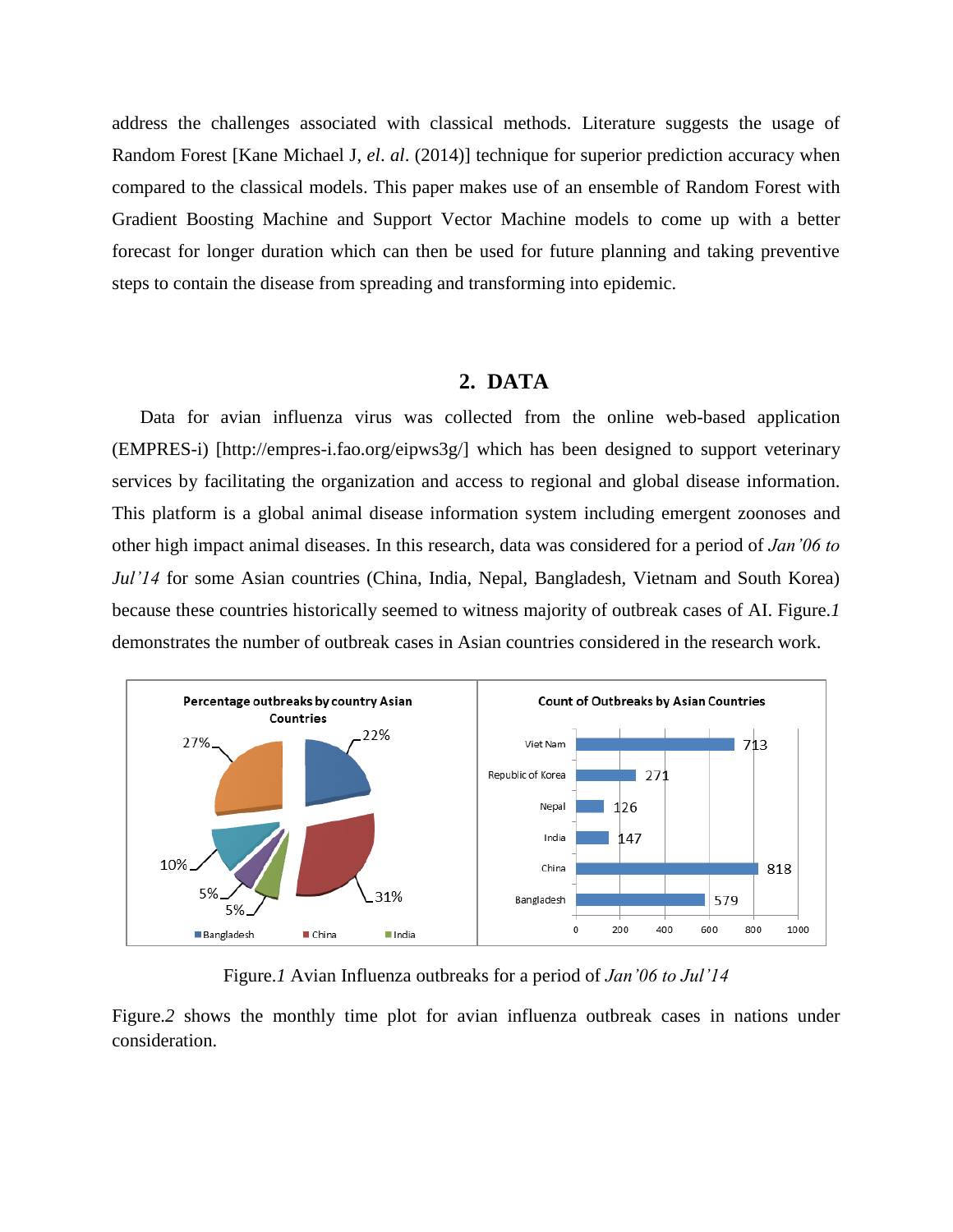address the challenges associated with classical methods. Literature suggests the usage of Random Forest [Kane Michael J, *el*. *al*. (2014)] technique for superior prediction accuracy when compared to the classical models. This paper makes use of an ensemble of Random Forest with Gradient Boosting Machine and Support Vector Machine models to come up with a better forecast for longer duration which can then be used for future planning and taking preventive steps to contain the disease from spreading and transforming into epidemic.

## 2. DATA

Data for avian influenza virus was collected from the online web-based application (EMPRES-i) [http://empres-i.fao.org/eipws3g/] which has been designed to support veterinary services by facilitating the organization and access to regional and global disease information. This platform is a global animal disease information system including emergent zoonoses and other high impact animal diseases. In this research, data was considered for a period of *Jan'06 to Jul'14* for some Asian countries (China, India, Nepal, Bangladesh, Vietnam and South Korea) because these countries historically seemed to witness majority of outbreak cases of AI. Figure.*1* demonstrates the number of outbreak cases in Asian countries considered in the research work.

Figure.*1* Avian Influenza outbreaks for a period of *Jan'06 to Jul'14*

Figure.*2* shows the monthly time plot for avian influenza outbreak cases in nations under consideration.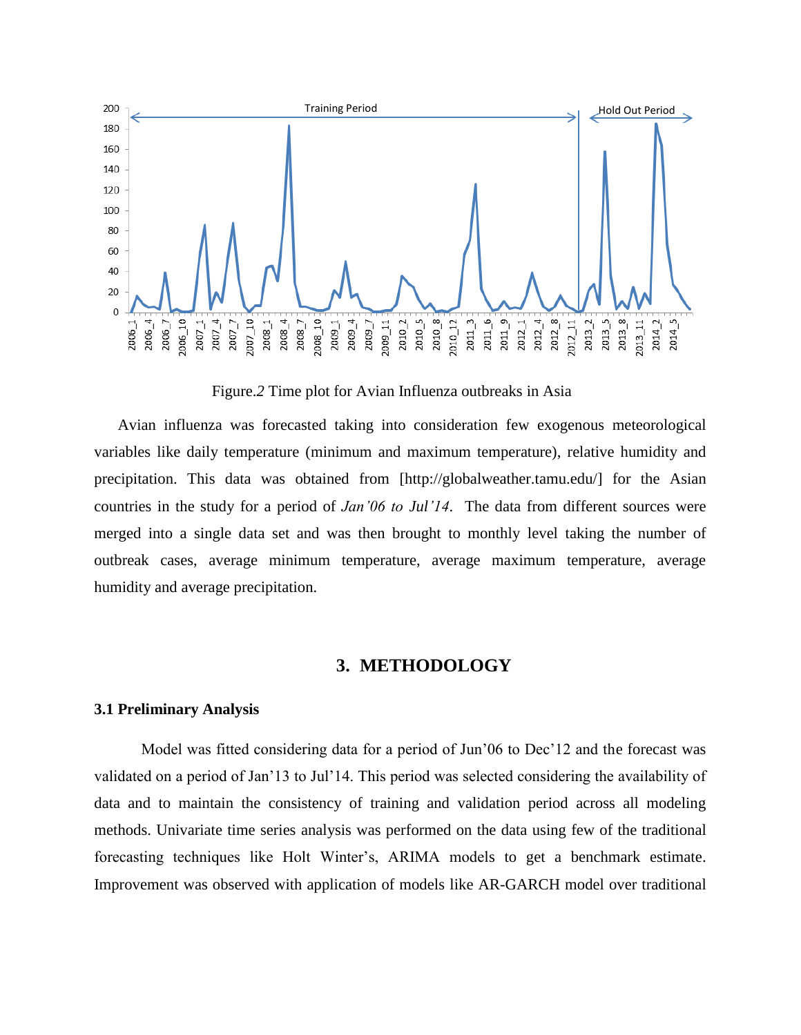Figure.*2* Time plot for Avian Influenza outbreaks in Asia

Avian influenza was forecasted taking into consideration few exogenous meteorological variables like daily temperature (minimum and maximum temperature), relative humidity and precipitation. This data was obtained from [http://globalweather.tamu.edu/] for the Asian countries in the study for a period of *Jan'06 to Jul'14*. The data from different sources were merged into a single data set and was then brought to monthly level taking the number of outbreak cases, average minimum temperature, average maximum temperature, average humidity and average precipitation.

## 3. METHODOLOGY

### 3.1 Preliminary Analysis

Model was fitted considering data for a period of Jun'06 to Dec'12 and the forecast was validated on a period of Jan'13 to Jul'14. This period was selected considering the availability of data and to maintain the consistency of training and validation period across all modeling methods. Univariate time series analysis was performed on the data using few of the traditional forecasting techniques like Holt Winter's, ARIMA models to get a benchmark estimate. Improvement was observed with application of models like AR-GARCH model over traditional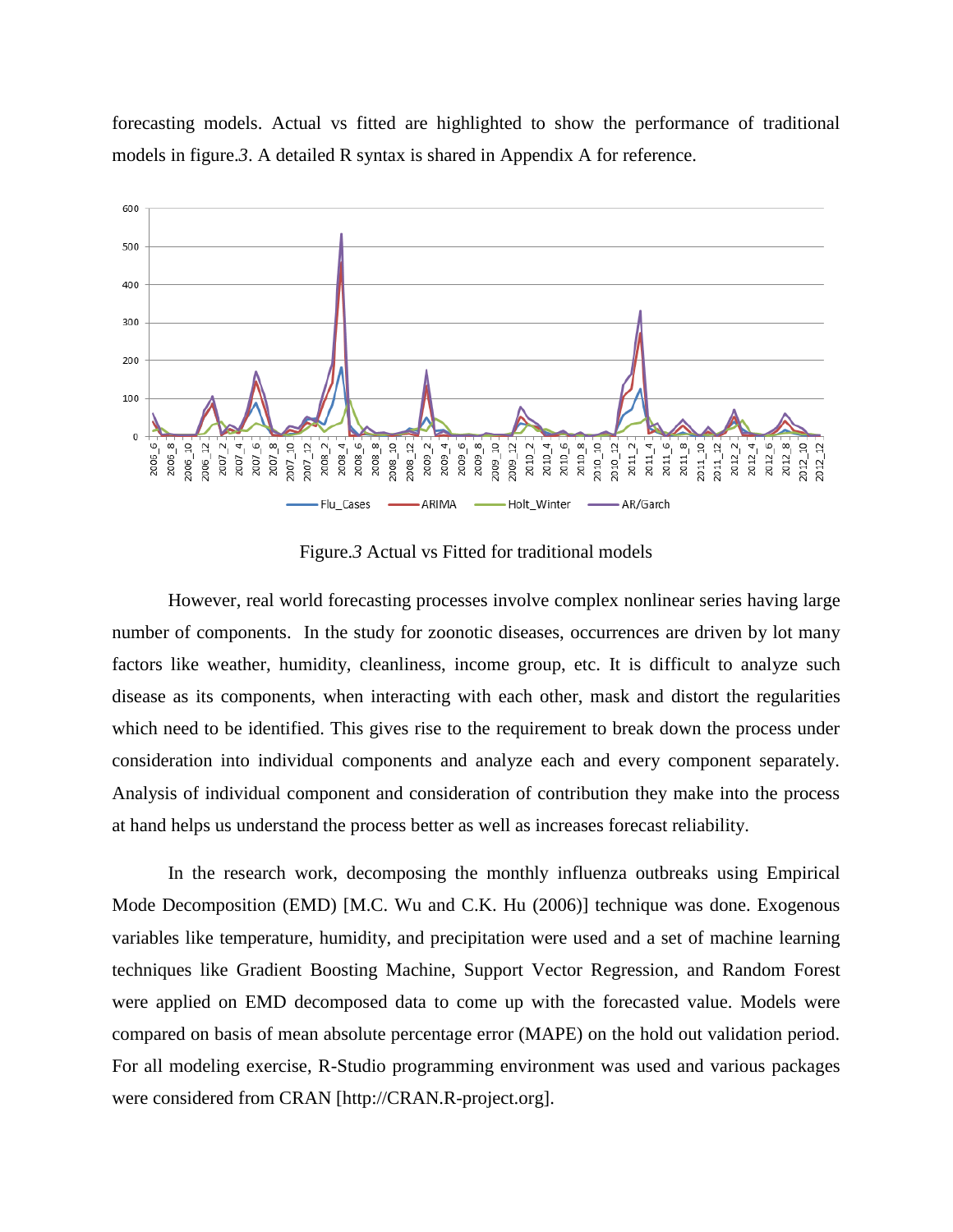forecasting models. Actual vs fitted are highlighted to show the performance of traditional models in figure.*3*. A detailed R syntax is shared in Appendix A for reference.

Figure.*3* Actual vs Fitted for traditional models

However, real world forecasting processes involve complex nonlinear series having large number of components. In the study for zoonotic diseases, occurrences are driven by lot many factors like weather, humidity, cleanliness, income group, etc. It is difficult to analyze such disease as its components, when interacting with each other, mask and distort the regularities which need to be identified. This gives rise to the requirement to break down the process under consideration into individual components and analyze each and every component separately. Analysis of individual component and consideration of contribution they make into the process at hand helps us understand the process better as well as increases forecast reliability.

In the research work, decomposing the monthly influenza outbreaks using Empirical Mode Decomposition (EMD) [M.C. Wu and C.K. Hu (2006)] technique was done. Exogenous variables like temperature, humidity, and precipitation were used and a set of machine learning techniques like Gradient Boosting Machine, Support Vector Regression, and Random Forest were applied on EMD decomposed data to come up with the forecasted value. Models were compared on basis of mean absolute percentage error (MAPE) on the hold out validation period. For all modeling exercise, R-Studio programming environment was used and various packages were considered from CRAN [http://CRAN.R-project.org].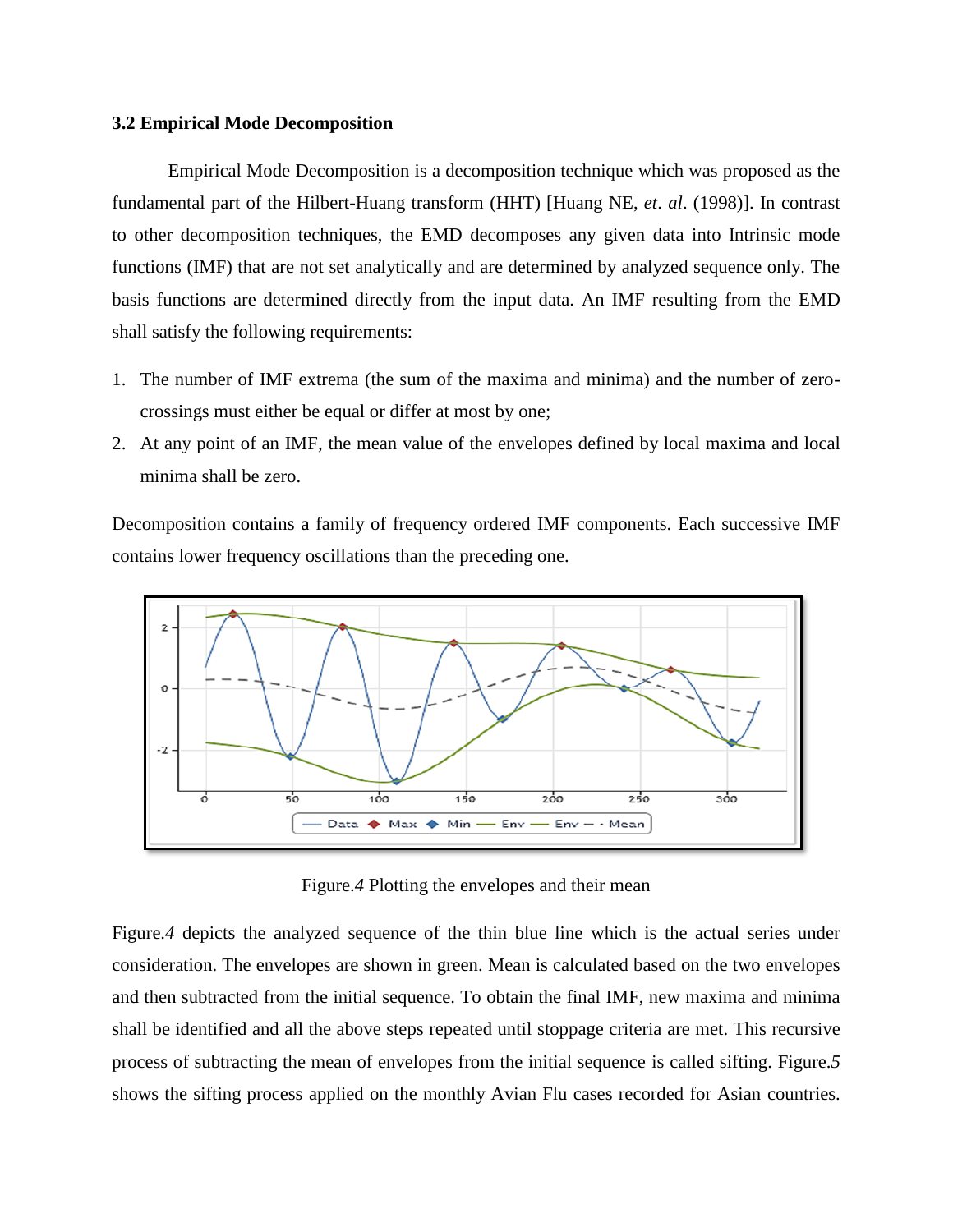### 3.2 Empirical Mode Decomposition

Empirical Mode Decomposition is a decomposition technique which was proposed as the fundamental part of the Hilbert-Huang transform (HHT) [Huang NE, *et*. *al*. (1998)]. In contrast to other decomposition techniques, the EMD decomposes any given data into Intrinsic mode functions (IMF) that are not set analytically and are determined by analyzed sequence only. The basis functions are determined directly from the input data. An IMF resulting from the EMD shall satisfy the following requirements:

1. The number of IMF extrema (the sum of the maxima and minima) and the number of zero-crossings must either be equal or differ at most by one;
2. At any point of an IMF, the mean value of the envelopes defined by local maxima and local minima shall be zero.

Decomposition contains a family of frequency ordered IMF components. Each successive IMF contains lower frequency oscillations than the preceding one.

Figure.*4* Plotting the envelopes and their mean

Figure.*4* depicts the analyzed sequence of the thin blue line which is the actual series under consideration. The envelopes are shown in green. Mean is calculated based on the two envelopes and then subtracted from the initial sequence. To obtain the final IMF, new maxima and minima shall be identified and all the above steps repeated until stoppage criteria are met. This recursive process of subtracting the mean of envelopes from the initial sequence is called sifting. Figure.*5* shows the sifting process applied on the monthly Avian Flu cases recorded for Asian countries.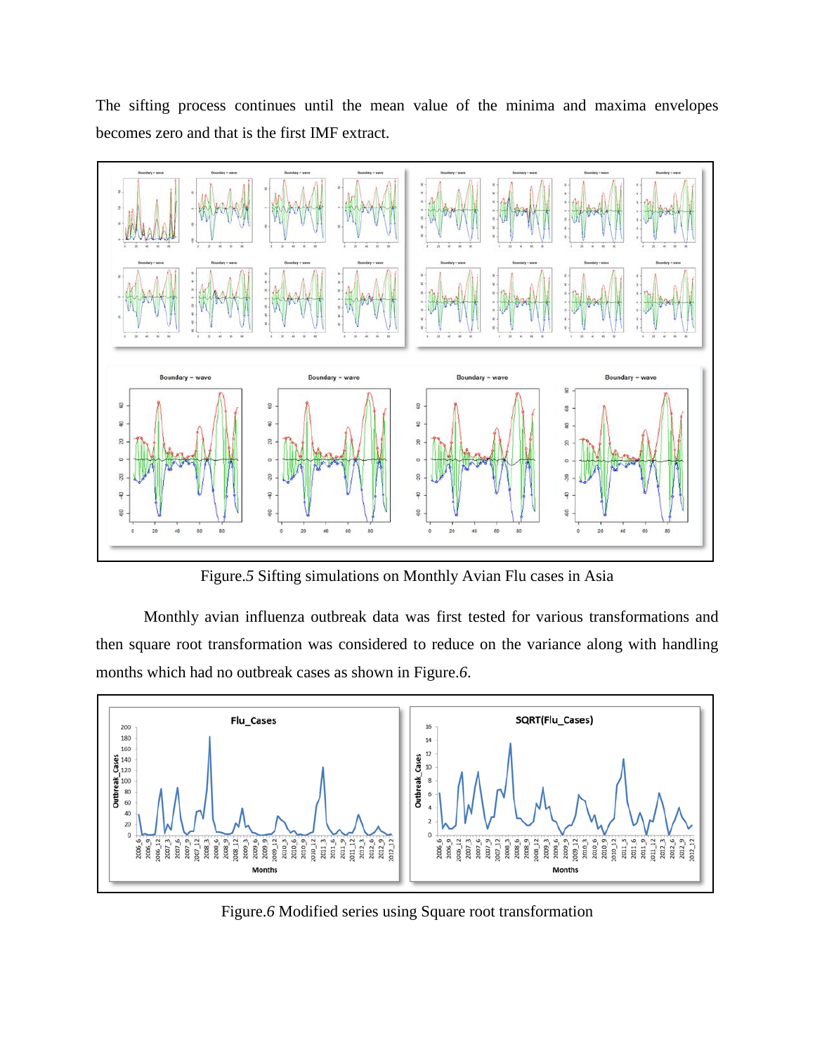The sifting process continues until the mean value of the minima and maxima envelopes becomes zero and that is the first IMF extract.

Figure.*5* Sifting simulations on Monthly Avian Flu cases in Asia

Monthly avian influenza outbreak data was first tested for various transformations and then square root transformation was considered to reduce on the variance along with handling months which had no outbreak cases as shown in Figure.*6*.

Figure.*6* Modified series using Square root transformation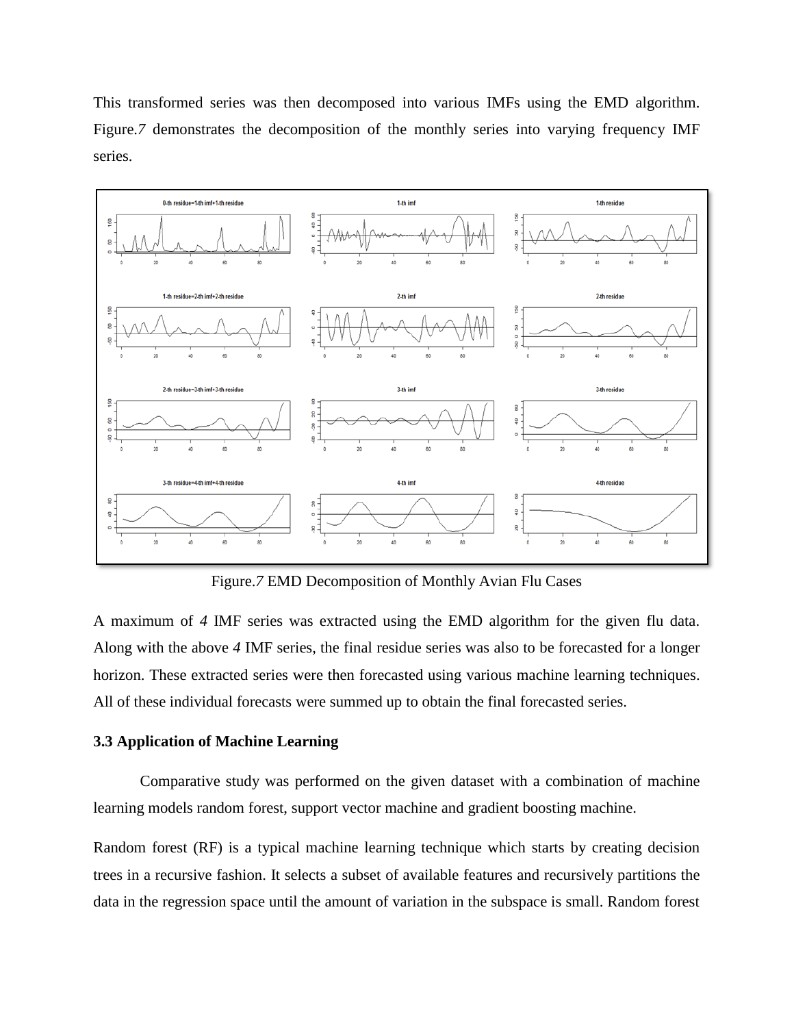This transformed series was then decomposed into various IMFs using the EMD algorithm. Figure.*7* demonstrates the decomposition of the monthly series into varying frequency IMF series.

Figure.*7* EMD Decomposition of Monthly Avian Flu Cases

A maximum of *4* IMF series was extracted using the EMD algorithm for the given flu data. Along with the above *4* IMF series, the final residue series was also to be forecasted for a longer horizon. These extracted series were then forecasted using various machine learning techniques. All of these individual forecasts were summed up to obtain the final forecasted series.

### 3.3 Application of Machine Learning

Comparative study was performed on the given dataset with a combination of machine learning models random forest, support vector machine and gradient boosting machine.

Random forest (RF) is a typical machine learning technique which starts by creating decision trees in a recursive fashion. It selects a subset of available features and recursively partitions the data in the regression space until the amount of variation in the subspace is small. Random forest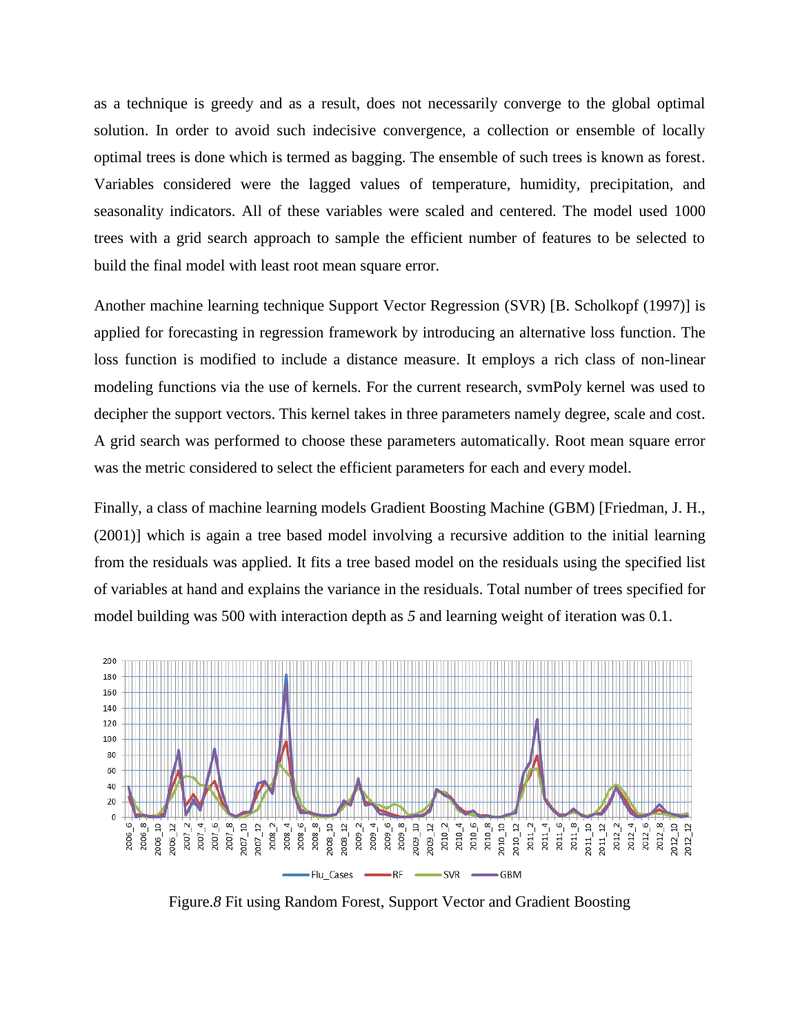as a technique is greedy and as a result, does not necessarily converge to the global optimal solution. In order to avoid such indecisive convergence, a collection or ensemble of locally optimal trees is done which is termed as bagging. The ensemble of such trees is known as forest. Variables considered were the lagged values of temperature, humidity, precipitation, and seasonality indicators. All of these variables were scaled and centered. The model used 1000 trees with a grid search approach to sample the efficient number of features to be selected to build the final model with least root mean square error.

Another machine learning technique Support Vector Regression (SVR) [B. Scholkopf (1997)] is applied for forecasting in regression framework by introducing an alternative loss function. The loss function is modified to include a distance measure. It employs a rich class of non-linear modeling functions via the use of kernels. For the current research, svmPoly kernel was used to decipher the support vectors. This kernel takes in three parameters namely degree, scale and cost. A grid search was performed to choose these parameters automatically. Root mean square error was the metric considered to select the efficient parameters for each and every model.

Finally, a class of machine learning models Gradient Boosting Machine (GBM) [Friedman, J. H., (2001)] which is again a tree based model involving a recursive addition to the initial learning from the residuals was applied. It fits a tree based model on the residuals using the specified list of variables at hand and explains the variance in the residuals. Total number of trees specified for model building was 500 with interaction depth as *5* and learning weight of iteration was 0.1.

Figure.*8* Fit using Random Forest, Support Vector and Gradient Boosting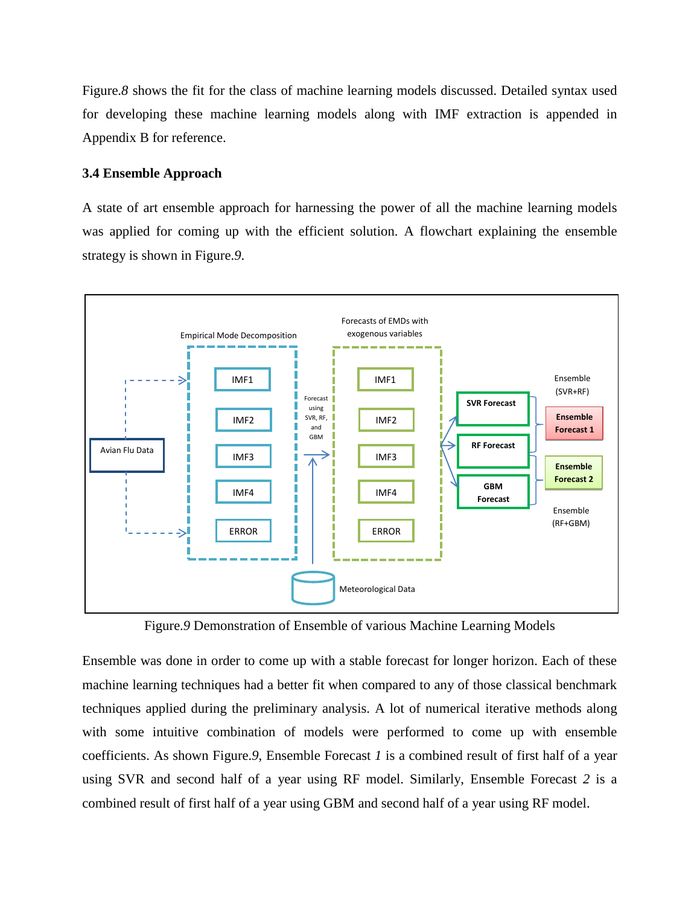Figure.*8* shows the fit for the class of machine learning models discussed. Detailed syntax used for developing these machine learning models along with IMF extraction is appended in Appendix B for reference.

### 3.4 Ensemble Approach

A state of art ensemble approach for harnessing the power of all the machine learning models was applied for coming up with the efficient solution. A flowchart explaining the ensemble strategy is shown in Figure.*9*.

Figure.*9* Demonstration of Ensemble of various Machine Learning Models

Ensemble was done in order to come up with a stable forecast for longer horizon. Each of these machine learning techniques had a better fit when compared to any of those classical benchmark techniques applied during the preliminary analysis. A lot of numerical iterative methods along with some intuitive combination of models were performed to come up with ensemble coefficients. As shown Figure.*9*, Ensemble Forecast *1* is a combined result of first half of a year using SVR and second half of a year using RF model. Similarly, Ensemble Forecast *2* is a combined result of first half of a year using GBM and second half of a year using RF model.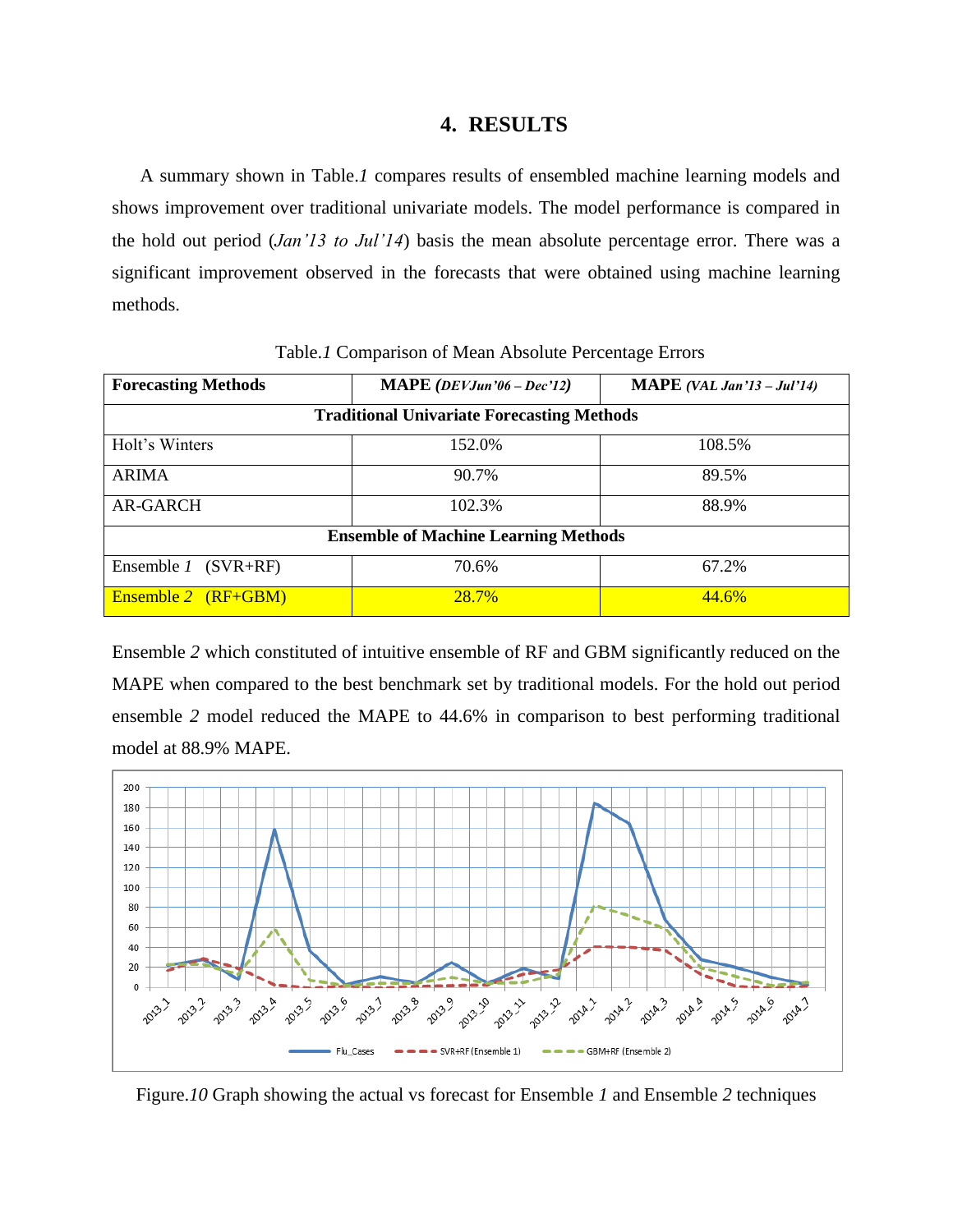## 4. RESULTS

A summary shown in Table.*1* compares results of ensembled machine learning models and shows improvement over traditional univariate models. The model performance is compared in the hold out period (*Jan'13 to Jul'14*) basis the mean absolute percentage error. There was a significant improvement observed in the forecasts that were obtained using machine learning methods.

Table.*1* Comparison of Mean Absolute Percentage Errors

| Forecasting Methods | MAPE *(DEVJun'06 – Dec'12)* | MAPE *(VAL Jan'13 – Jul'14)* |
|---|---|---|
| **Traditional Univariate Forecasting Methods** | | |
| Holt's Winters | 152.0% | 108.5% |
| ARIMA | 90.7% | 89.5% |
| AR-GARCH | 102.3% | 88.9% |
| **Ensemble of Machine Learning Methods** | | |
| Ensemble *1* (SVR+RF) | 70.6% | 67.2% |
| Ensemble *2* (RF+GBM) | 28.7% | 44.6% |

Ensemble *2* which constituted of intuitive ensemble of RF and GBM significantly reduced on the MAPE when compared to the best benchmark set by traditional models. For the hold out period ensemble *2* model reduced the MAPE to 44.6% in comparison to best performing traditional model at 88.9% MAPE.

Figure.*10* Graph showing the actual vs forecast for Ensemble *1* and Ensemble *2* techniques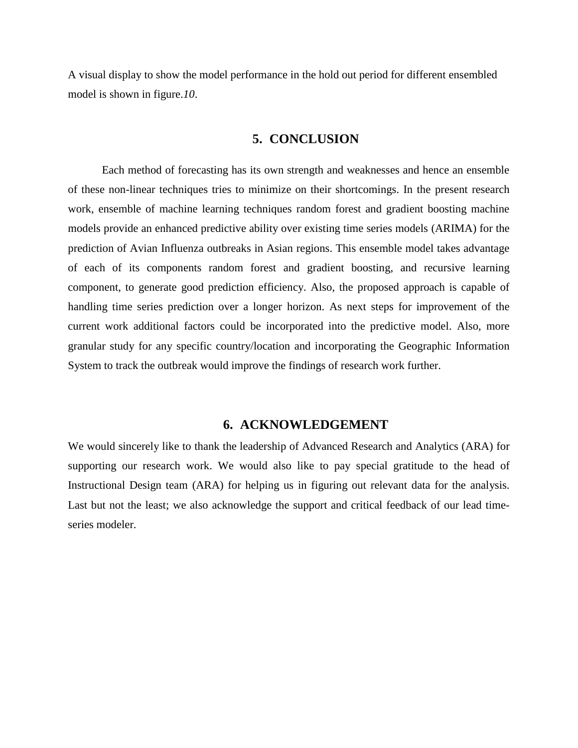A visual display to show the model performance in the hold out period for different ensembled model is shown in figure.*10*.

## 5. CONCLUSION

Each method of forecasting has its own strength and weaknesses and hence an ensemble of these non-linear techniques tries to minimize on their shortcomings. In the present research work, ensemble of machine learning techniques random forest and gradient boosting machine models provide an enhanced predictive ability over existing time series models (ARIMA) for the prediction of Avian Influenza outbreaks in Asian regions. This ensemble model takes advantage of each of its components random forest and gradient boosting, and recursive learning component, to generate good prediction efficiency. Also, the proposed approach is capable of handling time series prediction over a longer horizon. As next steps for improvement of the current work additional factors could be incorporated into the predictive model. Also, more granular study for any specific country/location and incorporating the Geographic Information System to track the outbreak would improve the findings of research work further.

## 6. ACKNOWLEDGEMENT

We would sincerely like to thank the leadership of Advanced Research and Analytics (ARA) for supporting our research work. We would also like to pay special gratitude to the head of Instructional Design team (ARA) for helping us in figuring out relevant data for the analysis. Last but not the least; we also acknowledge the support and critical feedback of our lead time-series modeler.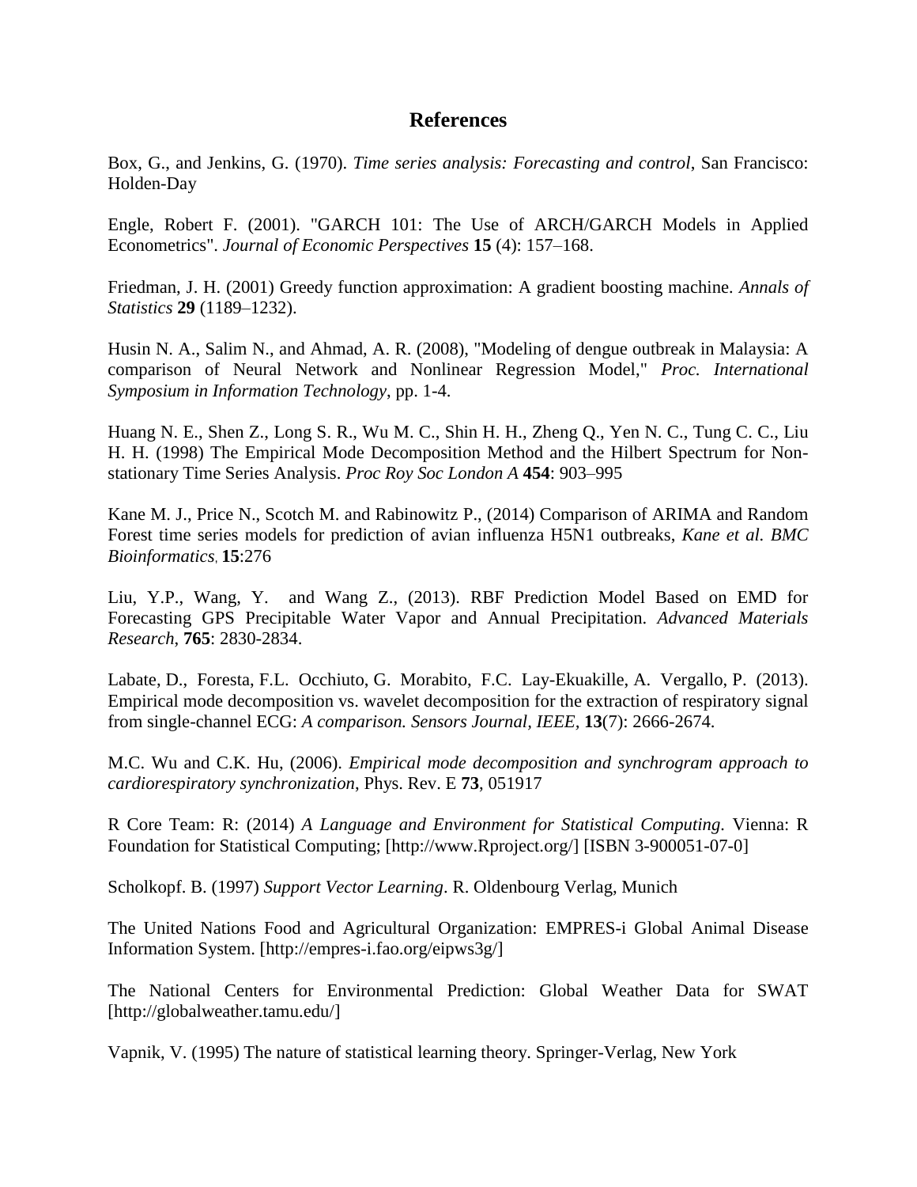# References

Box, G., and Jenkins, G. (1970). *Time series analysis: Forecasting and control*, San Francisco: Holden-Day

Engle, Robert F. (2001). "GARCH 101: The Use of ARCH/GARCH Models in Applied Econometrics". *Journal of Economic Perspectives* **15** (4): 157–168.

Friedman, J. H. (2001) Greedy function approximation: A gradient boosting machine. *Annals of Statistics* **29** (1189–1232).

Husin N. A., Salim N., and Ahmad, A. R. (2008), "Modeling of dengue outbreak in Malaysia: A comparison of Neural Network and Nonlinear Regression Model," *Proc. International Symposium in Information Technology*, pp. 1-4.

Huang N. E., Shen Z., Long S. R., Wu M. C., Shin H. H., Zheng Q., Yen N. C., Tung C. C., Liu H. H. (1998) The Empirical Mode Decomposition Method and the Hilbert Spectrum for Non-stationary Time Series Analysis. *Proc Roy Soc London A* **454**: 903–995

Kane M. J., Price N., Scotch M. and Rabinowitz P., (2014) Comparison of ARIMA and Random Forest time series models for prediction of avian influenza H5N1 outbreaks, *Kane et al. BMC Bioinformatics*, **15**:276

Liu, Y.P., Wang, Y. and Wang Z., (2013). RBF Prediction Model Based on EMD for Forecasting GPS Precipitable Water Vapor and Annual Precipitation. *Advanced Materials Research*, **765**: 2830-2834.

Labate, D., Foresta, F.L. Occhiuto, G. Morabito, F.C. Lay-Ekuakille, A. Vergallo, P. (2013). Empirical mode decomposition vs. wavelet decomposition for the extraction of respiratory signal from single-channel ECG: *A comparison. Sensors Journal, IEEE*, **13**(7): 2666-2674.

M.C. Wu and C.K. Hu, (2006). *Empirical mode decomposition and synchrogram approach to cardiorespiratory synchronization*, Phys. Rev. E **73**, 051917

R Core Team: R: (2014) *A Language and Environment for Statistical Computing.* Vienna: R Foundation for Statistical Computing; [http://www.Rproject.org/] [ISBN 3-900051-07-0]

Scholkopf. B. (1997) *Support Vector Learning*. R. Oldenbourg Verlag, Munich

The United Nations Food and Agricultural Organization: EMPRES-i Global Animal Disease Information System. [http://empres-i.fao.org/eipws3g/]

The National Centers for Environmental Prediction: Global Weather Data for SWAT [http://globalweather.tamu.edu/]

Vapnik, V. (1995) The nature of statistical learning theory. Springer-Verlag, New York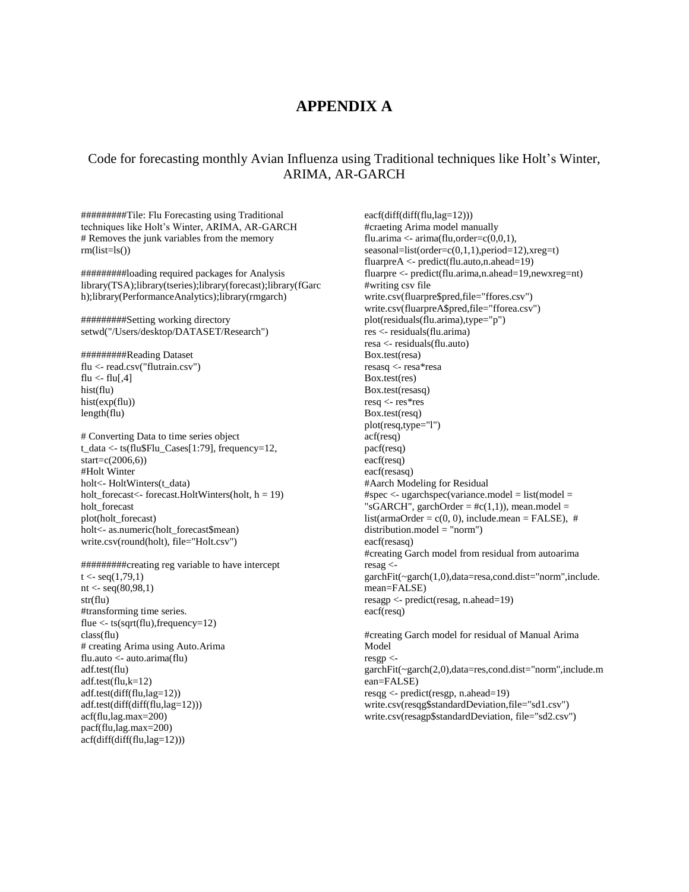# APPENDIX A

Code for forecasting monthly Avian Influenza using Traditional techniques like Holt's Winter, ARIMA, AR-GARCH

```
#########Tile: Flu Forecasting using Traditional
techniques like Holt's Winter, ARIMA, AR-GARCH
# Removes the junk variables from the memory
rm(list=ls())

#########loading required packages for Analysis
library(TSA);library(tseries);library(forecast);library(fGarc
h);library(PerformanceAnalytics);library(rmgarch)

#########Setting working directory
setwd("/Users/desktop/DATASET/Research")

#########Reading Dataset
flu <- read.csv("flutrain.csv")
flu <- flu[,4]
hist(flu)
hist(exp(flu))
length(flu)

# Converting Data to time series object
t_data <- ts(flu$Flu_Cases[1:79], frequency=12,
start=c(2006,6))
#Holt Winter
holt<- HoltWinters(t_data)
holt_forecast<- forecast.HoltWinters(holt, h = 19)
holt_forecast
plot(holt_forecast)
holt<- as.numeric(holt_forecast$mean)
write.csv(round(holt), file="Holt.csv")

#########creating reg variable to have intercept
t <- seq(1,79,1)
nt <- seq(80,98,1)
str(flu)
#transforming time series.
flue <- ts(sqrt(flu),frequency=12)
class(flu)
# creating Arima using Auto.Arima
flu.auto <- auto.arima(flu)
adf.test(flu)
adf.test(flu,k=12)
adf.test(diff(flu,lag=12))
adf.test(diff(diff(flu,lag=12)))
acf(flu,lag.max=200)
pacf(flu,lag.max=200)
acf(diff(diff(flu,lag=12)))
eacf(diff(diff(flu,lag=12)))
#craeting Arima model manually
flu.arima <- arima(flu,order=c(0,0,1),
seasonal=list(order=c(0,1,1),period=12),xreg=t)
fluarpreA <- predict(flu.auto,n.ahead=19)
fluarpre <- predict(flu.arima,n.ahead=19,newxreg=nt)
#writing csv file
write.csv(fluarpre$pred,file="ffores.csv")
write.csv(fluarpreA$pred,file="fforea.csv")
plot(residuals(flu.arima),type="p")
res <- residuals(flu.arima)
resa <- residuals(flu.auto)
Box.test(resa)
resasq <- resa*resa
Box.test(res)
Box.test(resasq)
resq <- res*res
Box.test(resq)
plot(resq,type="l")
acf(resq)
pacf(resq)
eacf(resq)
eacf(resasq)
#Aarch Modeling for Residual
#spec <- ugarchspec(variance.model = list(model =
"sGARCH", garchOrder = #c(1,1)), mean.model =
list(armaOrder = c(0, 0), include.mean = FALSE),  #
distribution.model = "norm")
eacf(resasq)
#creating Garch model from residual from autoarima
resag <-
garchFit(~garch(1,0),data=resa,cond.dist="norm",include.
mean=FALSE)
resagp <- predict(resag, n.ahead=19)
eacf(resq)

#creating Garch model for residual of Manual Arima
Model
resgp <-
garchFit(~garch(2,0),data=res,cond.dist="norm",include.m
ean=FALSE)
resqg <- predict(resgp, n.ahead=19)
write.csv(resqg$standardDeviation,file="sd1.csv")
write.csv(resagp$standardDeviation, file="sd2.csv")
```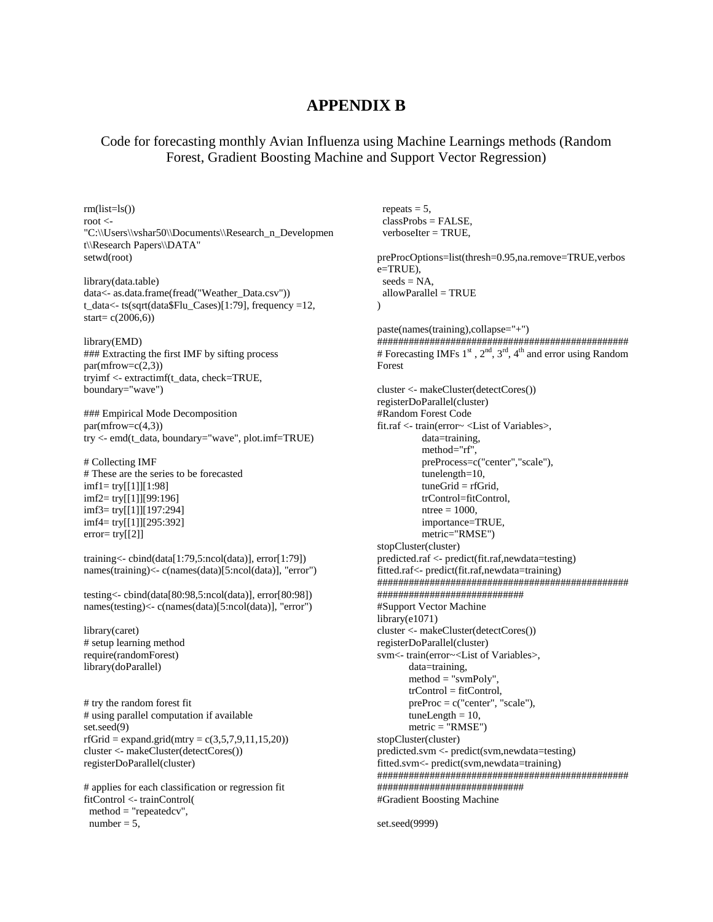# APPENDIX B

Code for forecasting monthly Avian Influenza using Machine Learnings methods (Random Forest, Gradient Boosting Machine and Support Vector Regression)

```
rm(list=ls())
root <-
"C:\\Users\\vshar50\\Documents\\Research_n_Development\\Research Papers\\DATA"
setwd(root)

library(data.table)
data<- as.data.frame(fread("Weather_Data.csv"))
t_data<- ts(sqrt(data$Flu_Cases)[1:79], frequency =12,
start= c(2006,6))

library(EMD)
### Extracting the first IMF by sifting process
par(mfrow=c(2,3))
tryimf <- extractimf(t_data, check=TRUE,
boundary="wave")

### Empirical Mode Decomposition
par(mfrow=c(4,3))
try <- emd(t_data, boundary="wave", plot.imf=TRUE)

# Collecting IMF
# These are the series to be forecasted
imf1= try[[1]][1:98]
imf2= try[[1]][99:196]
imf3= try[[1]][197:294]
imf4= try[[1]][295:392]
error= try[[2]]

training<- cbind(data[1:79,5:ncol(data)], error[1:79])
names(training)<- c(names(data)[5:ncol(data)], "error")

testing<- cbind(data[80:98,5:ncol(data)], error[80:98])
names(testing)<- c(names(data)[5:ncol(data)], "error")

library(caret)
# setup learning method
require(randomForest)
library(doParallel)


# try the random forest fit
# using parallel computation if available
set.seed(9)
rfGrid = expand.grid(mtry = c(3,5,7,9,11,15,20))
cluster <- makeCluster(detectCores())
registerDoParallel(cluster)

# applies for each classification or regression fit
fitControl <- trainControl(
  method = "repeatedcv",
  number = 5,
  repeats = 5,
  classProbs = FALSE,
  verboseIter = TRUE,

preProcOptions=list(thresh=0.95,na.remove=TRUE,verbose=TRUE),
  seeds = NA,
  allowParallel = TRUE
)

paste(names(training),collapse="+")
################################################
# Forecasting IMFs 1st , 2nd, 3rd, 4th and error using Random Forest

cluster <- makeCluster(detectCores())
registerDoParallel(cluster)
#Random Forest Code
fit.raf <- train(error~ <List of Variables>,
             data=training,
             method="rf",
             preProcess=c("center","scale"),
             tunelength=10,
             tuneGrid = rfGrid,
             trControl=fitControl,
             ntree = 1000,
             importance=TRUE,
             metric="RMSE")
stopCluster(cluster)
predicted.raf <- predict(fit.raf,newdata=testing)
fitted.raf<- predict(fit.raf,newdata=training)
################################################
###########################
#Support Vector Machine
library(e1071)
cluster <- makeCluster(detectCores())
registerDoParallel(cluster)
svm<- train(error~<List of Variables>,
          data=training,
          method = "svmPoly",
          trControl = fitControl,
          preProc = c("center", "scale"),
          tuneLength = 10,
          metric = "RMSE")
stopCluster(cluster)
predicted.svm <- predict(svm,newdata=testing)
fitted.svm<- predict(svm,newdata=training)
################################################
###########################
#Gradient Boosting Machine

set.seed(9999)
```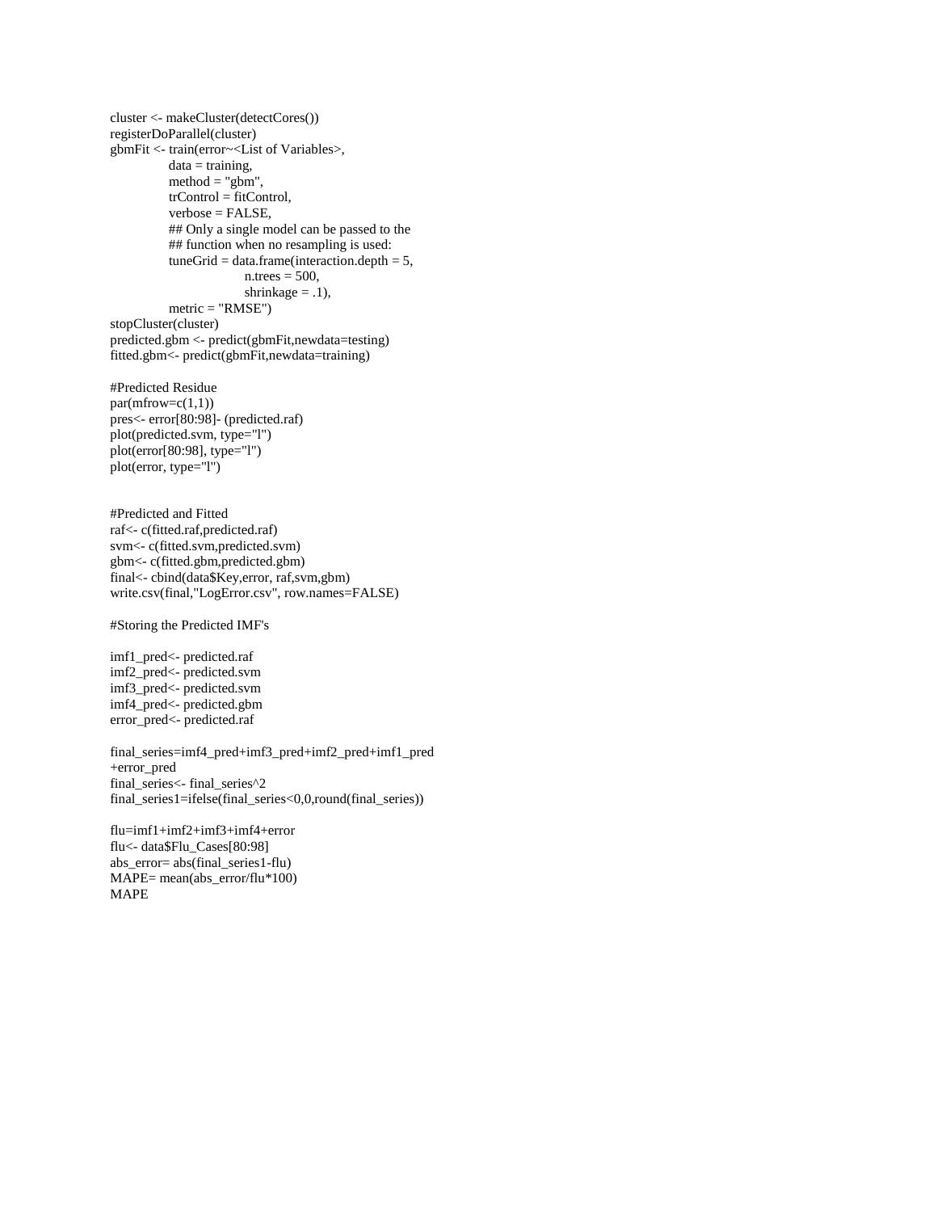```
cluster <- makeCluster(detectCores())
registerDoParallel(cluster)
gbmFit <- train(error~<List of Variables>,
          data = training,
          method = "gbm",
          trControl = fitControl,
          verbose = FALSE,
          ## Only a single model can be passed to the
          ## function when no resampling is used:
          tuneGrid = data.frame(interaction.depth = 5,
                         n.trees = 500,
                         shrinkage = .1),
          metric = "RMSE")
stopCluster(cluster)
predicted.gbm <- predict(gbmFit,newdata=testing)
fitted.gbm<- predict(gbmFit,newdata=training)

#Predicted Residue
par(mfrow=c(1,1))
pres<- error[80:98]- (predicted.raf)
plot(predicted.svm, type="l")
plot(error[80:98], type="l")
plot(error, type="l")


#Predicted and Fitted
raf<- c(fitted.raf,predicted.raf)
svm<- c(fitted.svm,predicted.svm)
gbm<- c(fitted.gbm,predicted.gbm)
final<- cbind(data$Key,error, raf,svm,gbm)
write.csv(final,"LogError.csv", row.names=FALSE)

#Storing the Predicted IMF's

imf1_pred<- predicted.raf
imf2_pred<- predicted.svm
imf3_pred<- predicted.svm
imf4_pred<- predicted.gbm
error_pred<- predicted.raf

final_series=imf4_pred+imf3_pred+imf2_pred+imf1_pred
+error_pred
final_series<- final_series^2
final_series1=ifelse(final_series<0,0,round(final_series))

flu=imf1+imf2+imf3+imf4+error
flu<- data$Flu_Cases[80:98]
abs_error= abs(final_series1-flu)
MAPE= mean(abs_error/flu*100)
MAPE
```